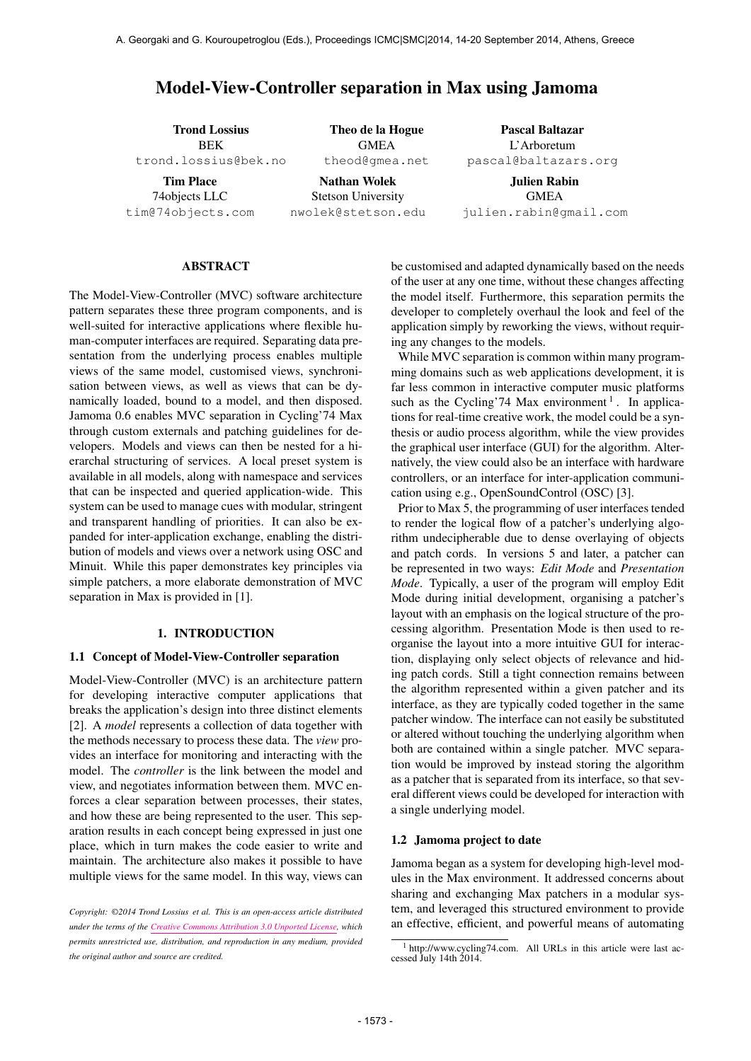# Model-View-Controller separation in Max using Jamoma

**Trond Lossius**
BEK
trond.lossius@bek.no

**Theo de la Hogue**
GMEA
theod@gmea.net

**Pascal Baltazar**
L'Arboretum
pascal@baltazars.org

**Tim Place**
74objects LLC
tim@74objects.com

**Nathan Wolek**
Stetson University
nwolek@stetson.edu

**Julien Rabin**
GMEA
julien.rabin@gmail.com

## ABSTRACT

The Model-View-Controller (MVC) software architecture pattern separates these three program components, and is well-suited for interactive applications where flexible human-computer interfaces are required. Separating data presentation from the underlying process enables multiple views of the same model, customised views, synchronisation between views, as well as views that can be dynamically loaded, bound to a model, and then disposed. Jamoma 0.6 enables MVC separation in Cycling'74 Max through custom externals and patching guidelines for developers. Models and views can then be nested for a hierarchal structuring of services. A local preset system is available in all models, along with namespace and services that can be inspected and queried application-wide. This system can be used to manage cues with modular, stringent and transparent handling of priorities. It can also be expanded for inter-application exchange, enabling the distribution of models and views over a network using OSC and Minuit. While this paper demonstrates key principles via simple patchers, a more elaborate demonstration of MVC separation in Max is provided in [1].

## 1. INTRODUCTION

### 1.1 Concept of Model-View-Controller separation

Model-View-Controller (MVC) is an architecture pattern for developing interactive computer applications that breaks the application's design into three distinct elements [2]. A *model* represents a collection of data together with the methods necessary to process these data. The *view* provides an interface for monitoring and interacting with the model. The *controller* is the link between the model and view, and negotiates information between them. MVC enforces a clear separation between processes, their states, and how these are being represented to the user. This separation results in each concept being expressed in just one place, which in turn makes the code easier to write and maintain. The architecture also makes it possible to have multiple views for the same model. In this way, views can be customised and adapted dynamically based on the needs of the user at any one time, without these changes affecting the model itself. Furthermore, this separation permits the developer to completely overhaul the look and feel of the application simply by reworking the views, without requiring any changes to the models.

While MVC separation is common within many programming domains such as web applications development, it is far less common in interactive computer music platforms such as the Cycling'74 Max environment [1]. In applications for real-time creative work, the model could be a synthesis or audio process algorithm, while the view provides the graphical user interface (GUI) for the algorithm. Alternatively, the view could also be an interface with hardware controllers, or an interface for inter-application communication using e.g., OpenSoundControl (OSC) [3].

Prior to Max 5, the programming of user interfaces tended to render the logical flow of a patcher's underlying algorithm undecipherable due to dense overlaying of objects and patch cords. In versions 5 and later, a patcher can be represented in two ways: *Edit Mode* and *Presentation Mode*. Typically, a user of the program will employ Edit Mode during initial development, organising a patcher's layout with an emphasis on the logical structure of the processing algorithm. Presentation Mode is then used to reorganise the layout into a more intuitive GUI for interaction, displaying only select objects of relevance and hiding patch cords. Still a tight connection remains between the algorithm represented within a given patcher and its interface, as they are typically coded together in the same patcher window. The interface can not easily be substituted or altered without touching the underlying algorithm when both are contained within a single patcher. MVC separation would be improved by instead storing the algorithm as a patcher that is separated from its interface, so that several different views could be developed for interaction with a single underlying model.

### 1.2 Jamoma project to date

Jamoma began as a system for developing high-level modules in the Max environment. It addressed concerns about sharing and exchanging Max patchers in a modular system, and leveraged this structured environment to provide an effective, efficient, and powerful means of automating

*Copyright: ©2014 Trond Lossius et al. This is an open-access article distributed under the terms of the Creative Commons Attribution 3.0 Unported License, which permits unrestricted use, distribution, and reproduction in any medium, provided the original author and source are credited.*

[1] http://www.cycling74.com. All URLs in this article were last accessed July 14th 2014.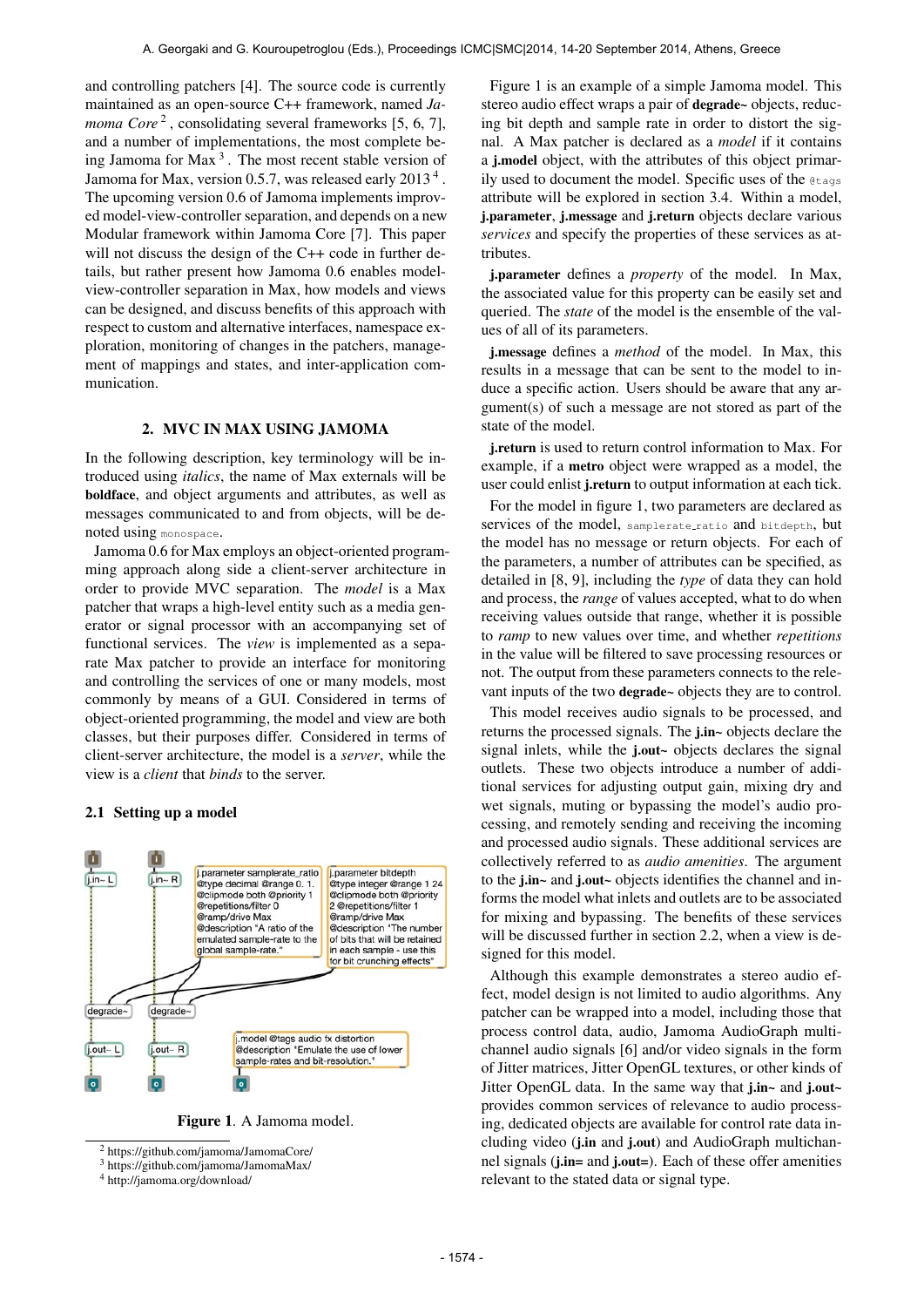and controlling patchers [4]. The source code is currently maintained as an open-source C++ framework, named *Jamoma Core* [2], consolidating several frameworks [5, 6, 7], and a number of implementations, the most complete being Jamoma for Max [3]. The most recent stable version of Jamoma for Max, version 0.5.7, was released early 2013 [4]. The upcoming version 0.6 of Jamoma implements improved model-view-controller separation, and depends on a new Modular framework within Jamoma Core [7]. This paper will not discuss the design of the C++ code in further details, but rather present how Jamoma 0.6 enables model-view-controller separation in Max, how models and views can be designed, and discuss benefits of this approach with respect to custom and alternative interfaces, namespace exploration, monitoring of changes in the patchers, management of mappings and states, and inter-application communication.

## 2. MVC IN MAX USING JAMOMA

In the following description, key terminology will be introduced using *italics*, the name of Max externals will be **boldface**, and object arguments and attributes, as well as messages communicated to and from objects, will be denoted using `monospace`.

Jamoma 0.6 for Max employs an object-oriented programming approach along side a client-server architecture in order to provide MVC separation. The *model* is a Max patcher that wraps a high-level entity such as a media generator or signal processor with an accompanying set of functional services. The *view* is implemented as a separate Max patcher to provide an interface for monitoring and controlling the services of one or many models, most commonly by means of a GUI. Considered in terms of object-oriented programming, the model and view are both classes, but their purposes differ. Considered in terms of client-server architecture, the model is a *server*, while the view is a *client* that *binds* to the server.

### 2.1 Setting up a model

**Figure 1**. A Jamoma model.

Figure 1 is an example of a simple Jamoma model. This stereo audio effect wraps a pair of **degrade~** objects, reducing bit depth and sample rate in order to distort the signal. A Max patcher is declared as a *model* if it contains a **j.model** object, with the attributes of this object primarily used to document the model. Specific uses of the `@tags` attribute will be explored in section 3.4. Within a model, **j.parameter**, **j.message** and **j.return** objects declare various *services* and specify the properties of these services as attributes.

**j.parameter** defines a *property* of the model. In Max, the associated value for this property can be easily set and queried. The *state* of the model is the ensemble of the values of all of its parameters.

**j.message** defines a *method* of the model. In Max, this results in a message that can be sent to the model to induce a specific action. Users should be aware that any argument(s) of such a message are not stored as part of the state of the model.

**j.return** is used to return control information to Max. For example, if a **metro** object were wrapped as a model, the user could enlist **j.return** to output information at each tick.

For the model in figure 1, two parameters are declared as services of the model, `samplerate_ratio` and `bitdepth`, but the model has no message or return objects. For each of the parameters, a number of attributes can be specified, as detailed in [8, 9], including the *type* of data they can hold and process, the *range* of values accepted, what to do when receiving values outside that range, whether it is possible to *ramp* to new values over time, and whether *repetitions* in the value will be filtered to save processing resources or not. The output from these parameters connects to the relevant inputs of the two **degrade~** objects they are to control.

This model receives audio signals to be processed, and returns the processed signals. The **j.in~** objects declare the signal inlets, while the **j.out~** objects declares the signal outlets. These two objects introduce a number of additional services for adjusting output gain, mixing dry and wet signals, muting or bypassing the model's audio processing, and remotely sending and receiving the incoming and processed audio signals. These additional services are collectively referred to as *audio amenities*. The argument to the **j.in~** and **j.out~** objects identifies the channel and informs the model what inlets and outlets are to be associated for mixing and bypassing. The benefits of these services will be discussed further in section 2.2, when a view is designed for this model.

Although this example demonstrates a stereo audio effect, model design is not limited to audio algorithms. Any patcher can be wrapped into a model, including those that process control data, audio, Jamoma AudioGraph multichannel audio signals [6] and/or video signals in the form of Jitter matrices, Jitter OpenGL textures, or other kinds of Jitter OpenGL data. In the same way that **j.in~** and **j.out~** provides common services of relevance to audio processing, dedicated objects are available for control rate data including video (**j.in** and **j.out**) and AudioGraph multichannel signals (**j.in=** and **j.out=**). Each of these offer amenities relevant to the stated data or signal type.

[2] https://github.com/jamoma/JamomaCore/
[3] https://github.com/jamoma/JamomaMax/
[4] http://jamoma.org/download/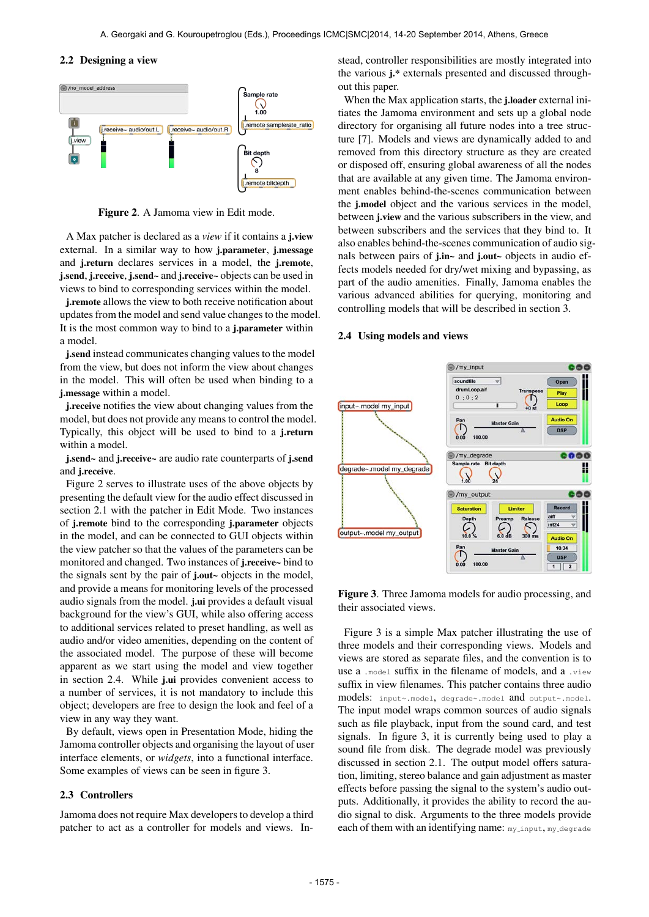## 2.2 Designing a view

**Figure 2**. A Jamoma view in Edit mode.

A Max patcher is declared as a *view* if it contains a **j.view** external. In a similar way to how **j.parameter**, **j.message** and **j.return** declares services in a model, the **j.remote**, **j.send**, **j.receive**, **j.send~** and **j.receive~** objects can be used in views to bind to corresponding services within the model.

**j.remote** allows the view to both receive notification about updates from the model and send value changes to the model. It is the most common way to bind to a **j.parameter** within a model.

**j.send** instead communicates changing values to the model from the view, but does not inform the view about changes in the model. This will often be used when binding to a **j.message** within a model.

**j.receive** notifies the view about changing values from the model, but does not provide any means to control the model. Typically, this object will be used to bind to a **j.return** within a model.

**j.send~** and **j.receive~** are audio rate counterparts of **j.send** and **j.receive**.

Figure 2 serves to illustrate uses of the above objects by presenting the default view for the audio effect discussed in section 2.1 with the patcher in Edit Mode. Two instances of **j.remote** bind to the corresponding **j.parameter** objects in the model, and can be connected to GUI objects within the view patcher so that the values of the parameters can be monitored and changed. Two instances of **j.receive~** bind to the signals sent by the pair of **j.out~** objects in the model, and provide a means for monitoring levels of the processed audio signals from the model. **j.ui** provides a default visual background for the view's GUI, while also offering access to additional services related to preset handling, as well as audio and/or video amenities, depending on the content of the associated model. The purpose of these will become apparent as we start using the model and view together in section 2.4. While **j.ui** provides convenient access to a number of services, it is not mandatory to include this object; developers are free to design the look and feel of a view in any way they want.

By default, views open in Presentation Mode, hiding the Jamoma controller objects and organising the layout of user interface elements, or *widgets*, into a functional interface. Some examples of views can be seen in figure 3.

## 2.3 Controllers

Jamoma does not require Max developers to develop a third patcher to act as a controller for models and views. Instead, controller responsibilities are mostly integrated into the various **j.*** externals presented and discussed throughout this paper.

When the Max application starts, the **j.loader** external initiates the Jamoma environment and sets up a global node directory for organising all future nodes into a tree structure [7]. Models and views are dynamically added to and removed from this directory structure as they are created or disposed off, ensuring global awareness of all the nodes that are available at any given time. The Jamoma environment enables behind-the-scenes communication between the **j.model** object and the various services in the model, between **j.view** and the various subscribers in the view, and between subscribers and the services that they bind to. It also enables behind-the-scenes communication of audio signals between pairs of **j.in~** and **j.out~** objects in audio effects models needed for dry/wet mixing and bypassing, as part of the audio amenities. Finally, Jamoma enables the various advanced abilities for querying, monitoring and controlling models that will be described in section 3.

## 2.4 Using models and views

**Figure 3**. Three Jamoma models for audio processing, and their associated views.

Figure 3 is a simple Max patcher illustrating the use of three models and their corresponding views. Models and views are stored as separate files, and the convention is to use a `.model` suffix in the filename of models, and a `.view` suffix in view filenames. This patcher contains three audio models: `input~.model`, `degrade~.model` and `output~.model`. The input model wraps common sources of audio signals such as file playback, input from the sound card, and test signals. In figure 3, it is currently being used to play a sound file from disk. The degrade model was previously discussed in section 2.1. The output model offers saturation, limiting, stereo balance and gain adjustment as master effects before passing the signal to the system's audio outputs. Additionally, it provides the ability to record the audio signal to disk. Arguments to the three models provide each of them with an identifying name: `my_input`, `my_degrade`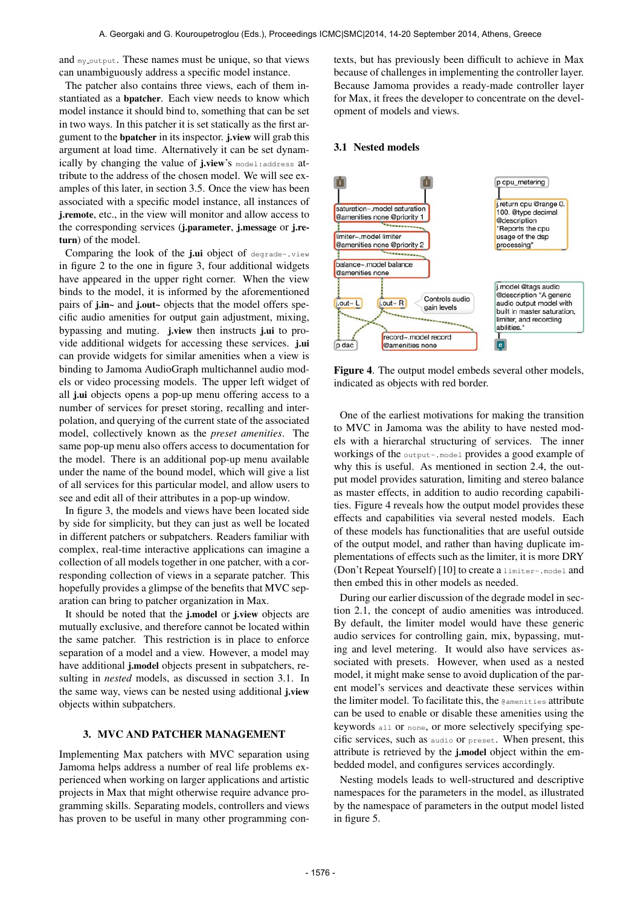and my_output. These names must be unique, so that views can unambiguously address a specific model instance.

The patcher also contains three views, each of them instantiated as a **bpatcher**. Each view needs to know which model instance it should bind to, something that can be set in two ways. In this patcher it is set statically as the first argument to the **bpatcher** in its inspector. **j.view** will grab this argument at load time. Alternatively it can be set dynamically by changing the value of **j.view**'s `model:address` attribute to the address of the chosen model. We will see examples of this later, in section 3.5. Once the view has been associated with a specific model instance, all instances of **j.remote**, etc., in the view will monitor and allow access to the corresponding services (**j.parameter**, **j.message** or **j.return**) of the model.

Comparing the look of the **j.ui** object of `degrade~.view` in figure 2 to the one in figure 3, four additional widgets have appeared in the upper right corner. When the view binds to the model, it is informed by the aforementioned pairs of **j.in~** and **j.out~** objects that the model offers specific audio amenities for output gain adjustment, mixing, bypassing and muting. **j.view** then instructs **j.ui** to provide additional widgets for accessing these services. **j.ui** can provide widgets for similar amenities when a view is binding to Jamoma AudioGraph multichannel audio models or video processing models. The upper left widget of all **j.ui** objects opens a pop-up menu offering access to a number of services for preset storing, recalling and interpolation, and querying of the current state of the associated model, collectively known as the *preset amenities*. The same pop-up menu also offers access to documentation for the model. There is an additional pop-up menu available under the name of the bound model, which will give a list of all services for this particular model, and allow users to see and edit all of their attributes in a pop-up window.

In figure 3, the models and views have been located side by side for simplicity, but they can just as well be located in different patchers or subpatchers. Readers familiar with complex, real-time interactive applications can imagine a collection of all models together in one patcher, with a corresponding collection of views in a separate patcher. This hopefully provides a glimpse of the benefits that MVC separation can bring to patcher organization in Max.

It should be noted that the **j.model** or **j.view** objects are mutually exclusive, and therefore cannot be located within the same patcher. This restriction is in place to enforce separation of a model and a view. However, a model may have additional **j.model** objects present in subpatchers, resulting in *nested* models, as discussed in section 3.1. In the same way, views can be nested using additional **j.view** objects within subpatchers.

## 3. MVC AND PATCHER MANAGEMENT

Implementing Max patchers with MVC separation using Jamoma helps address a number of real life problems experienced when working on larger applications and artistic projects in Max that might otherwise require advance programming skills. Separating models, controllers and views has proven to be useful in many other programming contexts, but has previously been difficult to achieve in Max because of challenges in implementing the controller layer. Because Jamoma provides a ready-made controller layer for Max, it frees the developer to concentrate on the development of models and views.

### 3.1 Nested models

**Figure 4**. The output model embeds several other models, indicated as objects with red border.

One of the earliest motivations for making the transition to MVC in Jamoma was the ability to have nested models with a hierarchal structuring of services. The inner workings of the `output~.model` provides a good example of why this is useful. As mentioned in section 2.4, the output model provides saturation, limiting and stereo balance as master effects, in addition to audio recording capabilities. Figure 4 reveals how the output model provides these effects and capabilities via several nested models. Each of these models has functionalities that are useful outside of the output model, and rather than having duplicate implementations of effects such as the limiter, it is more DRY (Don't Repeat Yourself) [10] to create a `limiter~.model` and then embed this in other models as needed.

During our earlier discussion of the degrade model in section 2.1, the concept of audio amenities was introduced. By default, the limiter model would have these generic audio services for controlling gain, mix, bypassing, muting and level metering. It would also have services associated with presets. However, when used as a nested model, it might make sense to avoid duplication of the parent model's services and deactivate these services within the limiter model. To facilitate this, the `@amenities` attribute can be used to enable or disable these amenities using the keywords `all` or `none`, or more selectively specifying specific services, such as `audio` or `preset`. When present, this attribute is retrieved by the **j.model** object within the embedded model, and configures services accordingly.

Nesting models leads to well-structured and descriptive namespaces for the parameters in the model, as illustrated by the namespace of parameters in the output model listed in figure 5.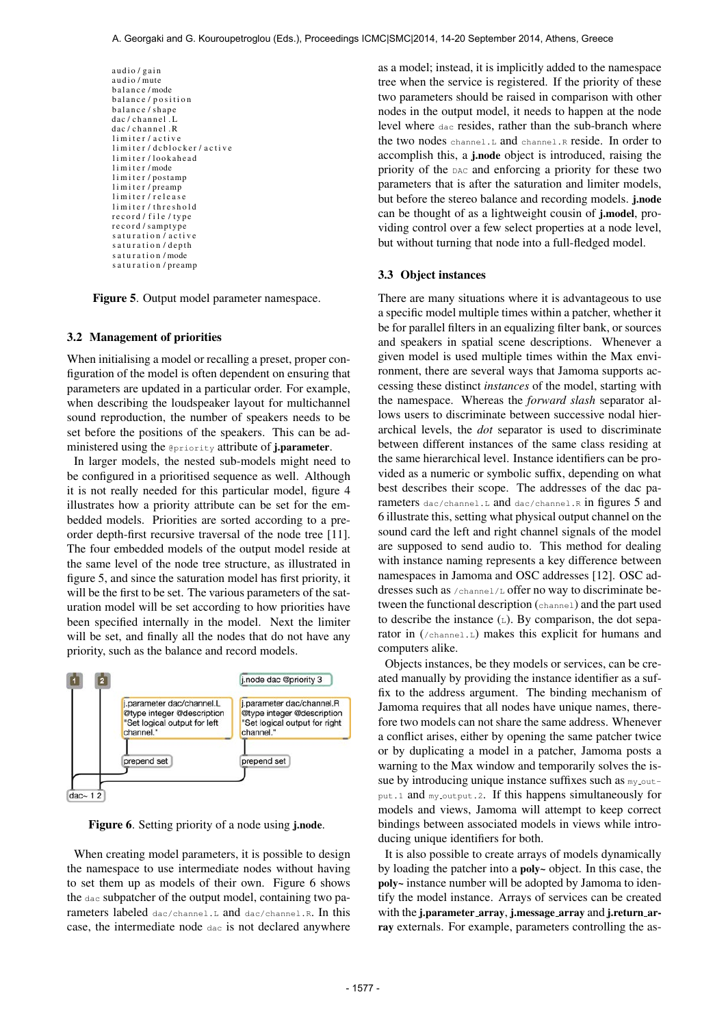```
audio/gain
audio/mute
balance/mode
balance/position
balance/shape
dac/channel.L
dac/channel.R
limiter/active
limiter/dcblocker/active
limiter/lookahead
limiter/mode
limiter/postamp
limiter/preamp
limiter/release
limiter/threshold
record/file/type
record/samptype
saturation/active
saturation/depth
saturation/mode
saturation/preamp
```

**Figure 5**. Output model parameter namespace.

### 3.2 Management of priorities

When initialising a model or recalling a preset, proper configuration of the model is often dependent on ensuring that parameters are updated in a particular order. For example, when describing the loudspeaker layout for multichannel sound reproduction, the number of speakers needs to be set before the positions of the speakers. This can be administered using the `@priority` attribute of **j.parameter**.

In larger models, the nested sub-models might need to be configured in a prioritised sequence as well. Although it is not really needed for this particular model, figure 4 illustrates how a priority attribute can be set for the embedded models. Priorities are sorted according to a preorder depth-first recursive traversal of the node tree [11]. The four embedded models of the output model reside at the same level of the node tree structure, as illustrated in figure 5, and since the saturation model has first priority, it will be the first to be set. The various parameters of the saturation model will be set according to how priorities have been specified internally in the model. Next the limiter will be set, and finally all the nodes that do not have any priority, such as the balance and record models.

```
[1]  [2]                                          [j.node dac @priority 3]

          [j.parameter dac/channel.L       [j.parameter dac/channel.R
          @type integer @description       @type integer @description
          "Set logical output for left     "Set logical output for right
          channel."]                       channel."]

          [prepend set]                    [prepend set]

[dac~ 1 2]
```

**Figure 6**. Setting priority of a node using **j.node**.

When creating model parameters, it is possible to design the namespace to use intermediate nodes without having to set them up as models of their own. Figure 6 shows the `dac` subpatcher of the output model, containing two parameters labeled `dac/channel.L` and `dac/channel.R`. In this case, the intermediate node `dac` is not declared anywhere as a model; instead, it is implicitly added to the namespace tree when the service is registered. If the priority of these two parameters should be raised in comparison with other nodes in the output model, it needs to happen at the node level where `dac` resides, rather than the sub-branch where the two nodes `channel.L` and `channel.R` reside. In order to accomplish this, a **j.node** object is introduced, raising the priority of the `DAC` and enforcing a priority for these two parameters that is after the saturation and limiter models, but before the stereo balance and recording models. **j.node** can be thought of as a lightweight cousin of **j.model**, providing control over a few select properties at a node level, but without turning that node into a full-fledged model.

### 3.3 Object instances

There are many situations where it is advantageous to use a specific model multiple times within a patcher, whether it be for parallel filters in an equalizing filter bank, or sources and speakers in spatial scene descriptions. Whenever a given model is used multiple times within the Max environment, there are several ways that Jamoma supports accessing these distinct *instances* of the model, starting with the namespace. Whereas the *forward slash* separator allows users to discriminate between successive nodal hierarchical levels, the *dot* separator is used to discriminate between different instances of the same class residing at the same hierarchical level. Instance identifiers can be provided as a numeric or symbolic suffix, depending on what best describes their scope. The addresses of the dac parameters `dac/channel.L` and `dac/channel.R` in figures 5 and 6 illustrate this, setting what physical output channel on the sound card the left and right channel signals of the model are supposed to send audio to. This method for dealing with instance naming represents a key difference between namespaces in Jamoma and OSC addresses [12]. OSC addresses such as `/channel/L` offer no way to discriminate between the functional description (`channel`) and the part used to describe the instance (`L`). By comparison, the dot separator in (`/channel.L`) makes this explicit for humans and computers alike.

Objects instances, be they models or services, can be created manually by providing the instance identifier as a suffix to the address argument. The binding mechanism of Jamoma requires that all nodes have unique names, therefore two models can not share the same address. Whenever a conflict arises, either by opening the same patcher twice or by duplicating a model in a patcher, Jamoma posts a warning to the Max window and temporarily solves the issue by introducing unique instance suffixes such as `my_output.1` and `my_output.2`. If this happens simultaneously for models and views, Jamoma will attempt to keep correct bindings between associated models in views while introducing unique identifiers for both.

It is also possible to create arrays of models dynamically by loading the patcher into a **poly~** object. In this case, the **poly~** instance number will be adopted by Jamoma to identify the model instance. Arrays of services can be created with the **j.parameter_array**, **j.message_array** and **j.return_array** externals. For example, parameters controlling the as-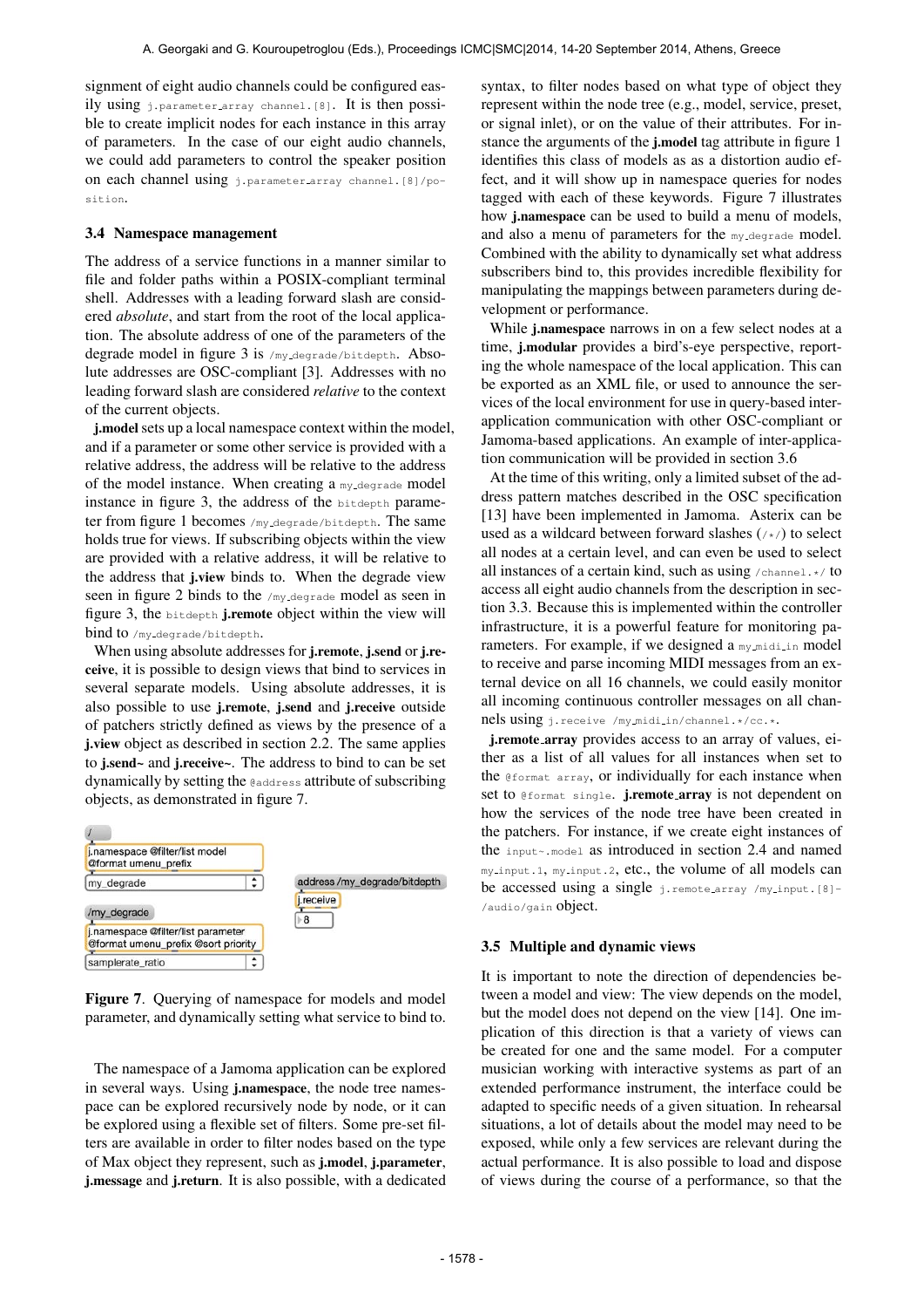signment of eight audio channels could be configured easily using `j.parameter_array channel.[8]`. It is then possible to create implicit nodes for each instance in this array of parameters. In the case of our eight audio channels, we could add parameters to control the speaker position on each channel using `j.parameter_array channel.[8]/position`.

### 3.4 Namespace management

The address of a service functions in a manner similar to file and folder paths within a POSIX-compliant terminal shell. Addresses with a leading forward slash are considered *absolute*, and start from the root of the local application. The absolute address of one of the parameters of the degrade model in figure 3 is `/my_degrade/bitdepth`. Absolute addresses are OSC-compliant [3]. Addresses with no leading forward slash are considered *relative* to the context of the current objects.

**j.model** sets up a local namespace context within the model, and if a parameter or some other service is provided with a relative address, the address will be relative to the address of the model instance. When creating a `my_degrade` model instance in figure 3, the address of the `bitdepth` parameter from figure 1 becomes `/my_degrade/bitdepth`. The same holds true for views. If subscribing objects within the view are provided with a relative address, it will be relative to the address that **j.view** binds to. When the degrade view seen in figure 2 binds to the `/my_degrade` model as seen in figure 3, the `bitdepth` **j.remote** object within the view will bind to `/my_degrade/bitdepth`.

When using absolute addresses for **j.remote**, **j.send** or **j.receive**, it is possible to design views that bind to services in several separate models. Using absolute addresses, it is also possible to use **j.remote**, **j.send** and **j.receive** outside of patchers strictly defined as views by the presence of a **j.view** object as described in section 2.2. The same applies to **j.send~** and **j.receive~**. The address to bind to can be set dynamically by setting the `@address` attribute of subscribing objects, as demonstrated in figure 7.

**Figure 7**. Querying of namespace for models and model parameter, and dynamically setting what service to bind to.

The namespace of a Jamoma application can be explored in several ways. Using **j.namespace**, the node tree namespace can be explored recursively node by node, or it can be explored using a flexible set of filters. Some pre-set filters are available in order to filter nodes based on the type of Max object they represent, such as **j.model**, **j.parameter**, **j.message** and **j.return**. It is also possible, with a dedicated syntax, to filter nodes based on what type of object they represent within the node tree (e.g., model, service, preset, or signal inlet), or on the value of their attributes. For instance the arguments of the **j.model** tag attribute in figure 1 identifies this class of models as as a distortion audio effect, and it will show up in namespace queries for nodes tagged with each of these keywords. Figure 7 illustrates how **j.namespace** can be used to build a menu of models, and also a menu of parameters for the `my_degrade` model. Combined with the ability to dynamically set what address subscribers bind to, this provides incredible flexibility for manipulating the mappings between parameters during development or performance.

While **j.namespace** narrows in on a few select nodes at a time, **j.modular** provides a bird's-eye perspective, reporting the whole namespace of the local application. This can be exported as an XML file, or used to announce the services of the local environment for use in query-based inter-application communication with other OSC-compliant or Jamoma-based applications. An example of inter-application communication will be provided in section 3.6

At the time of this writing, only a limited subset of the address pattern matches described in the OSC specification [13] have been implemented in Jamoma. Asterix can be used as a wildcard between forward slashes (`/*/`) to select all nodes at a certain level, and can even be used to select all instances of a certain kind, such as using `/channel.*/` to access all eight audio channels from the description in section 3.3. Because this is implemented within the controller infrastructure, it is a powerful feature for monitoring parameters. For example, if we designed a `my_midi_in` model to receive and parse incoming MIDI messages from an external device on all 16 channels, we could easily monitor all incoming continuous controller messages on all channels using `j.receive /my_midi_in/channel.*/cc.*`.

**j.remote_array** provides access to an array of values, either as a list of all values for all instances when set to the `@format array`, or individually for each instance when set to `@format single`. **j.remote_array** is not dependent on how the services of the node tree have been created in the patchers. For instance, if we create eight instances of the `input~.model` as introduced in section 2.4 and named `my_input.1`, `my_input.2`, etc., the volume of all models can be accessed using a single `j.remote_array /my_input.[8]/audio/gain` object.

### 3.5 Multiple and dynamic views

It is important to note the direction of dependencies between a model and view: The view depends on the model, but the model does not depend on the view [14]. One implication of this direction is that a variety of views can be created for one and the same model. For a computer musician working with interactive systems as part of an extended performance instrument, the interface could be adapted to specific needs of a given situation. In rehearsal situations, a lot of details about the model may need to be exposed, while only a few services are relevant during the actual performance. It is also possible to load and dispose of views during the course of a performance, so that the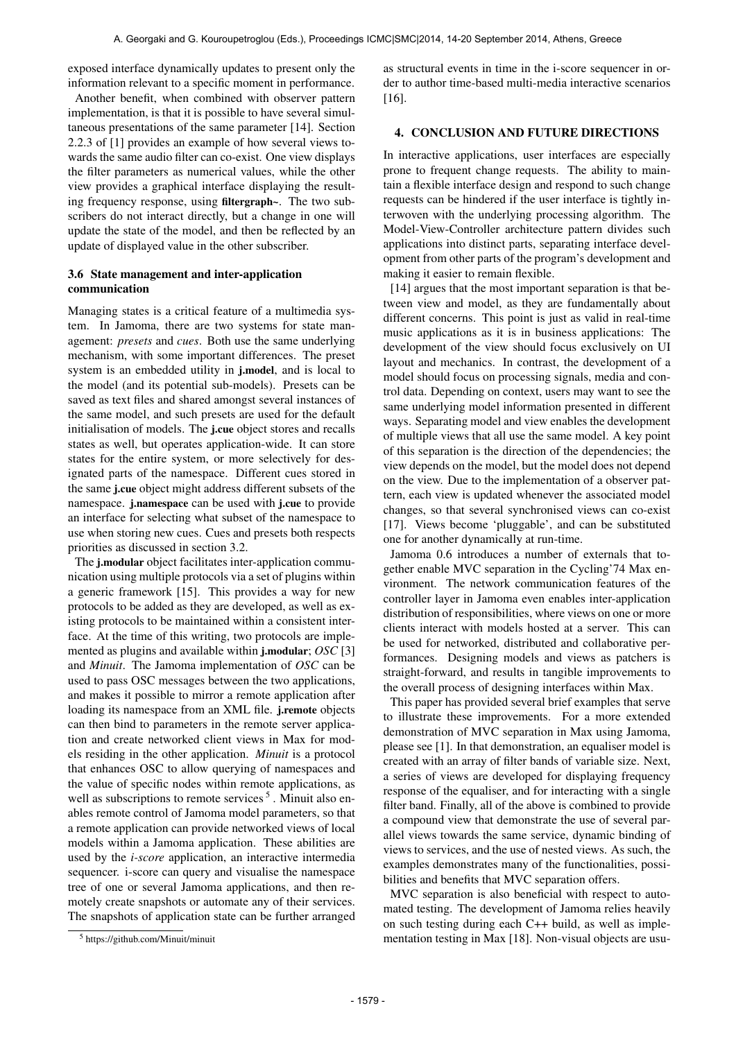exposed interface dynamically updates to present only the information relevant to a specific moment in performance.

Another benefit, when combined with observer pattern implementation, is that it is possible to have several simultaneous presentations of the same parameter [14]. Section 2.2.3 of [1] provides an example of how several views towards the same audio filter can co-exist. One view displays the filter parameters as numerical values, while the other view provides a graphical interface displaying the resulting frequency response, using **filtergraph~**. The two subscribers do not interact directly, but a change in one will update the state of the model, and then be reflected by an update of displayed value in the other subscriber.

### 3.6 State management and inter-application communication

Managing states is a critical feature of a multimedia system. In Jamoma, there are two systems for state management: *presets* and *cues*. Both use the same underlying mechanism, with some important differences. The preset system is an embedded utility in **j.model**, and is local to the model (and its potential sub-models). Presets can be saved as text files and shared amongst several instances of the same model, and such presets are used for the default initialisation of models. The **j.cue** object stores and recalls states as well, but operates application-wide. It can store states for the entire system, or more selectively for designated parts of the namespace. Different cues stored in the same **j.cue** object might address different subsets of the namespace. **j.namespace** can be used with **j.cue** to provide an interface for selecting what subset of the namespace to use when storing new cues. Cues and presets both respects priorities as discussed in section 3.2.

The **j.modular** object facilitates inter-application communication using multiple protocols via a set of plugins within a generic framework [15]. This provides a way for new protocols to be added as they are developed, as well as existing protocols to be maintained within a consistent interface. At the time of this writing, two protocols are implemented as plugins and available within **j.modular**; *OSC* [3] and *Minuit*. The Jamoma implementation of *OSC* can be used to pass OSC messages between the two applications, and makes it possible to mirror a remote application after loading its namespace from an XML file. **j.remote** objects can then bind to parameters in the remote server application and create networked client views in Max for models residing in the other application. *Minuit* is a protocol that enhances OSC to allow querying of namespaces and the value of specific nodes within remote applications, as well as subscriptions to remote services [5]. Minuit also enables remote control of Jamoma model parameters, so that a remote application can provide networked views of local models within a Jamoma application. These abilities are used by the *i-score* application, an interactive intermedia sequencer. i-score can query and visualise the namespace tree of one or several Jamoma applications, and then remotely create snapshots or automate any of their services. The snapshots of application state can be further arranged as structural events in time in the i-score sequencer in order to author time-based multi-media interactive scenarios [16].

[5] https://github.com/Minuit/minuit

## 4. CONCLUSION AND FUTURE DIRECTIONS

In interactive applications, user interfaces are especially prone to frequent change requests. The ability to maintain a flexible interface design and respond to such change requests can be hindered if the user interface is tightly interwoven with the underlying processing algorithm. The Model-View-Controller architecture pattern divides such applications into distinct parts, separating interface development from other parts of the program's development and making it easier to remain flexible.

[14] argues that the most important separation is that between view and model, as they are fundamentally about different concerns. This point is just as valid in real-time music applications as it is in business applications: The development of the view should focus exclusively on UI layout and mechanics. In contrast, the development of a model should focus on processing signals, media and control data. Depending on context, users may want to see the same underlying model information presented in different ways. Separating model and view enables the development of multiple views that all use the same model. A key point of this separation is the direction of the dependencies; the view depends on the model, but the model does not depend on the view. Due to the implementation of a observer pattern, each view is updated whenever the associated model changes, so that several synchronised views can co-exist [17]. Views become 'pluggable', and can be substituted one for another dynamically at run-time.

Jamoma 0.6 introduces a number of externals that together enable MVC separation in the Cycling'74 Max environment. The network communication features of the controller layer in Jamoma even enables inter-application distribution of responsibilities, where views on one or more clients interact with models hosted at a server. This can be used for networked, distributed and collaborative performances. Designing models and views as patchers is straight-forward, and results in tangible improvements to the overall process of designing interfaces within Max.

This paper has provided several brief examples that serve to illustrate these improvements. For a more extended demonstration of MVC separation in Max using Jamoma, please see [1]. In that demonstration, an equaliser model is created with an array of filter bands of variable size. Next, a series of views are developed for displaying frequency response of the equaliser, and for interacting with a single filter band. Finally, all of the above is combined to provide a compound view that demonstrate the use of several parallel views towards the same service, dynamic binding of views to services, and the use of nested views. As such, the examples demonstrates many of the functionalities, possibilities and benefits that MVC separation offers.

MVC separation is also beneficial with respect to automated testing. The development of Jamoma relies heavily on such testing during each C++ build, as well as implementation testing in Max [18]. Non-visual objects are usu-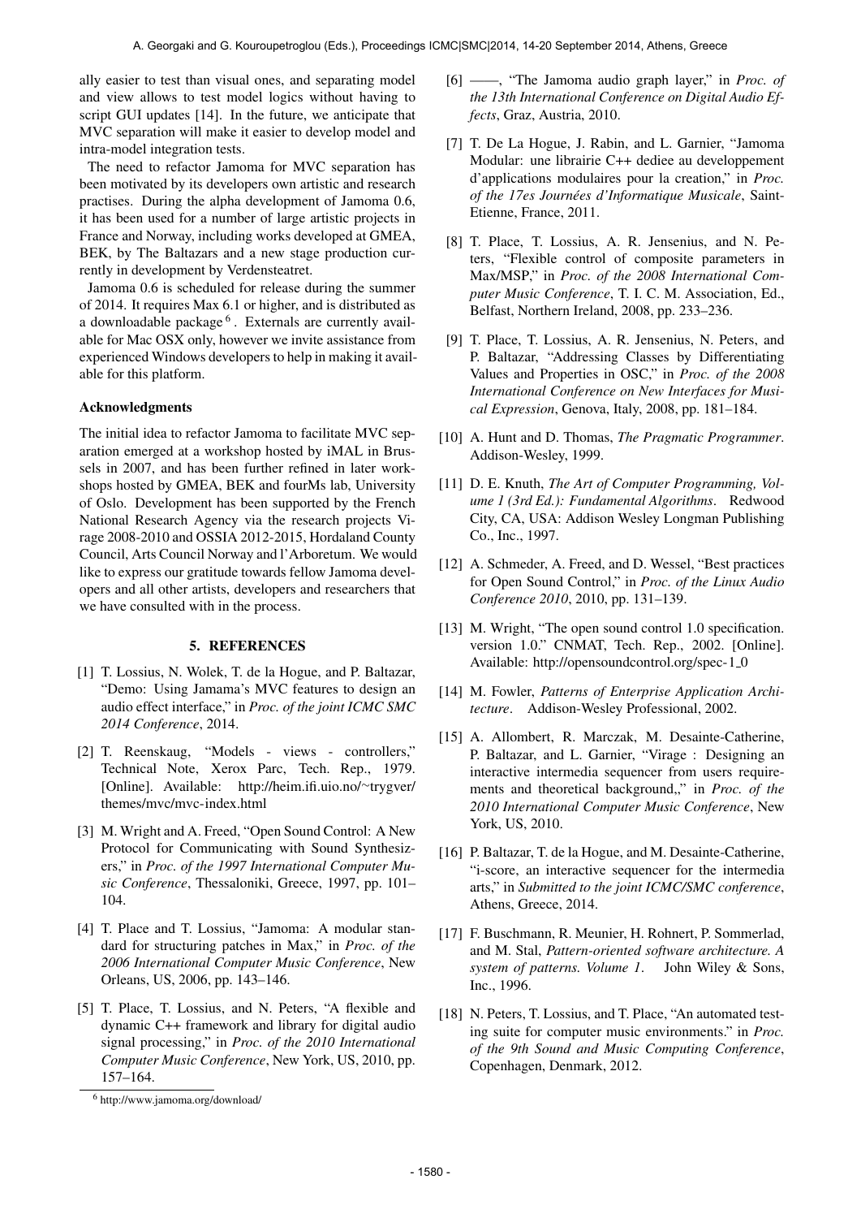ally easier to test than visual ones, and separating model and view allows to test model logics without having to script GUI updates [14]. In the future, we anticipate that MVC separation will make it easier to develop model and intra-model integration tests.

The need to refactor Jamoma for MVC separation has been motivated by its developers own artistic and research practises. During the alpha development of Jamoma 0.6, it has been used for a number of large artistic projects in France and Norway, including works developed at GMEA, BEK, by The Baltazars and a new stage production currently in development by Verdensteatret.

Jamoma 0.6 is scheduled for release during the summer of 2014. It requires Max 6.1 or higher, and is distributed as a downloadable package [6]. Externals are currently available for Mac OSX only, however we invite assistance from experienced Windows developers to help in making it available for this platform.

### Acknowledgments

The initial idea to refactor Jamoma to facilitate MVC separation emerged at a workshop hosted by iMAL in Brussels in 2007, and has been further refined in later workshops hosted by GMEA, BEK and fourMs lab, University of Oslo. Development has been supported by the French National Research Agency via the research projects Virage 2008-2010 and OSSIA 2012-2015, Hordaland County Council, Arts Council Norway and l'Arboretum. We would like to express our gratitude towards fellow Jamoma developers and all other artists, developers and researchers that we have consulted with in the process.

## 5. REFERENCES

[1] T. Lossius, N. Wolek, T. de la Hogue, and P. Baltazar, "Demo: Using Jamama's MVC features to design an audio effect interface," in *Proc. of the joint ICMC SMC 2014 Conference*, 2014.

[2] T. Reenskaug, "Models - views - controllers," Technical Note, Xerox Parc, Tech. Rep., 1979. [Online]. Available: http://heim.ifi.uio.no/~trygver/themes/mvc/mvc-index.html

[3] M. Wright and A. Freed, "Open Sound Control: A New Protocol for Communicating with Sound Synthesizers," in *Proc. of the 1997 International Computer Music Conference*, Thessaloniki, Greece, 1997, pp. 101–104.

[4] T. Place and T. Lossius, "Jamoma: A modular standard for structuring patches in Max," in *Proc. of the 2006 International Computer Music Conference*, New Orleans, US, 2006, pp. 143–146.

[5] T. Place, T. Lossius, and N. Peters, "A flexible and dynamic C++ framework and library for digital audio signal processing," in *Proc. of the 2010 International Computer Music Conference*, New York, US, 2010, pp. 157–164.

[6] ——, "The Jamoma audio graph layer," in *Proc. of the 13th International Conference on Digital Audio Effects*, Graz, Austria, 2010.

[7] T. De La Hogue, J. Rabin, and L. Garnier, "Jamoma Modular: une librairie C++ dediee au developpement d'applications modulaires pour la creation," in *Proc. of the 17es Journées d'Informatique Musicale*, Saint-Etienne, France, 2011.

[8] T. Place, T. Lossius, A. R. Jensenius, and N. Peters, "Flexible control of composite parameters in Max/MSP," in *Proc. of the 2008 International Computer Music Conference*, T. I. C. M. Association, Ed., Belfast, Northern Ireland, 2008, pp. 233–236.

[9] T. Place, T. Lossius, A. R. Jensenius, N. Peters, and P. Baltazar, "Addressing Classes by Differentiating Values and Properties in OSC," in *Proc. of the 2008 International Conference on New Interfaces for Musical Expression*, Genova, Italy, 2008, pp. 181–184.

[10] A. Hunt and D. Thomas, *The Pragmatic Programmer*. Addison-Wesley, 1999.

[11] D. E. Knuth, *The Art of Computer Programming, Volume 1 (3rd Ed.): Fundamental Algorithms*. Redwood City, CA, USA: Addison Wesley Longman Publishing Co., Inc., 1997.

[12] A. Schmeder, A. Freed, and D. Wessel, "Best practices for Open Sound Control," in *Proc. of the Linux Audio Conference 2010*, 2010, pp. 131–139.

[13] M. Wright, "The open sound control 1.0 specification. version 1.0." CNMAT, Tech. Rep., 2002. [Online]. Available: http://opensoundcontrol.org/spec-1_0

[14] M. Fowler, *Patterns of Enterprise Application Architecture*. Addison-Wesley Professional, 2002.

[15] A. Allombert, R. Marczak, M. Desainte-Catherine, P. Baltazar, and L. Garnier, "Virage : Designing an interactive intermedia sequencer from users requirements and theoretical background,," in *Proc. of the 2010 International Computer Music Conference*, New York, US, 2010.

[16] P. Baltazar, T. de la Hogue, and M. Desainte-Catherine, "i-score, an interactive sequencer for the intermedia arts," in *Submitted to the joint ICMC/SMC conference*, Athens, Greece, 2014.

[17] F. Buschmann, R. Meunier, H. Rohnert, P. Sommerlad, and M. Stal, *Pattern-oriented software architecture. A system of patterns. Volume 1*. John Wiley & Sons, Inc., 1996.

[18] N. Peters, T. Lossius, and T. Place, "An automated testing suite for computer music environments." in *Proc. of the 9th Sound and Music Computing Conference*, Copenhagen, Denmark, 2012.

[6] http://www.jamoma.org/download/